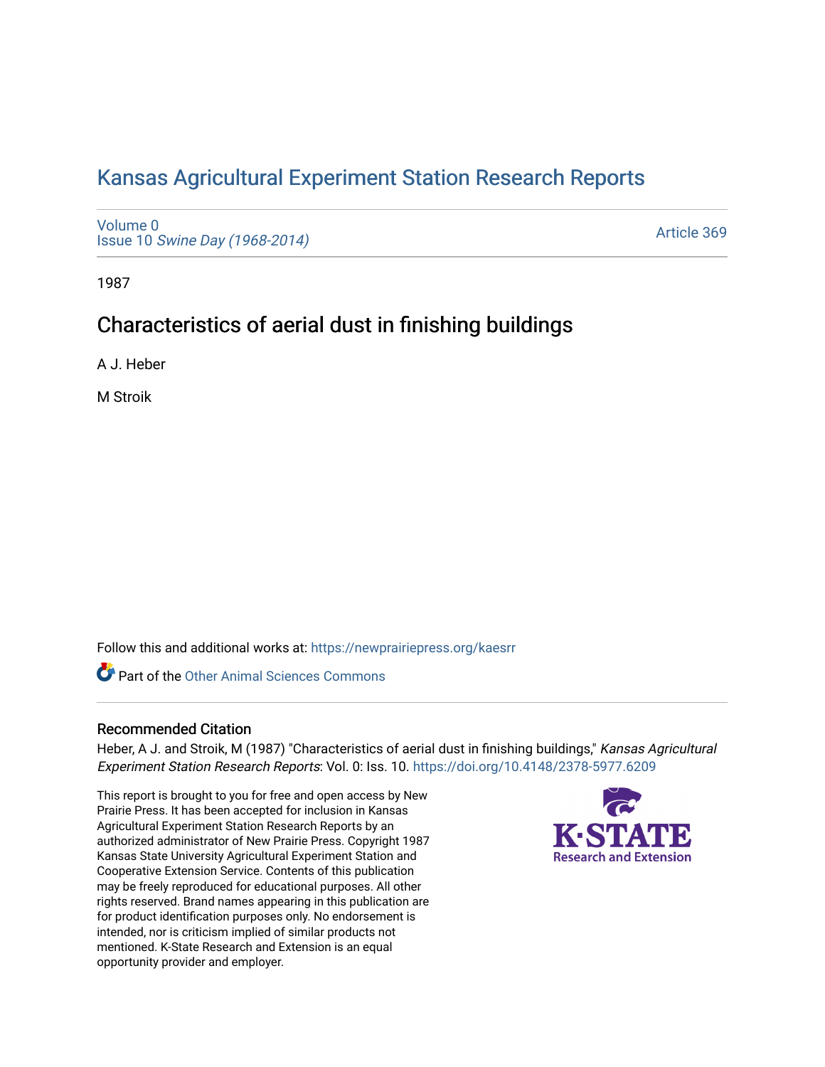# Kansas Agricultural Experiment Station Research Reports

Volume 0
Issue 10 *Swine Day (1968-2014)*

Article 369

1987

## Characteristics of aerial dust in finishing buildings

A J. Heber

M Stroik

Follow this and additional works at: https://newprairiepress.org/kaesrr

Part of the Other Animal Sciences Commons

### Recommended Citation

Heber, A J. and Stroik, M (1987) "Characteristics of aerial dust in finishing buildings," *Kansas Agricultural Experiment Station Research Reports*: Vol. 0: Iss. 10. https://doi.org/10.4148/2378-5977.6209

This report is brought to you for free and open access by New Prairie Press. It has been accepted for inclusion in Kansas Agricultural Experiment Station Research Reports by an authorized administrator of New Prairie Press. Copyright 1987 Kansas State University Agricultural Experiment Station and Cooperative Extension Service. Contents of this publication may be freely reproduced for educational purposes. All other rights reserved. Brand names appearing in this publication are for product identification purposes only. No endorsement is intended, nor is criticism implied of similar products not mentioned. K-State Research and Extension is an equal opportunity provider and employer.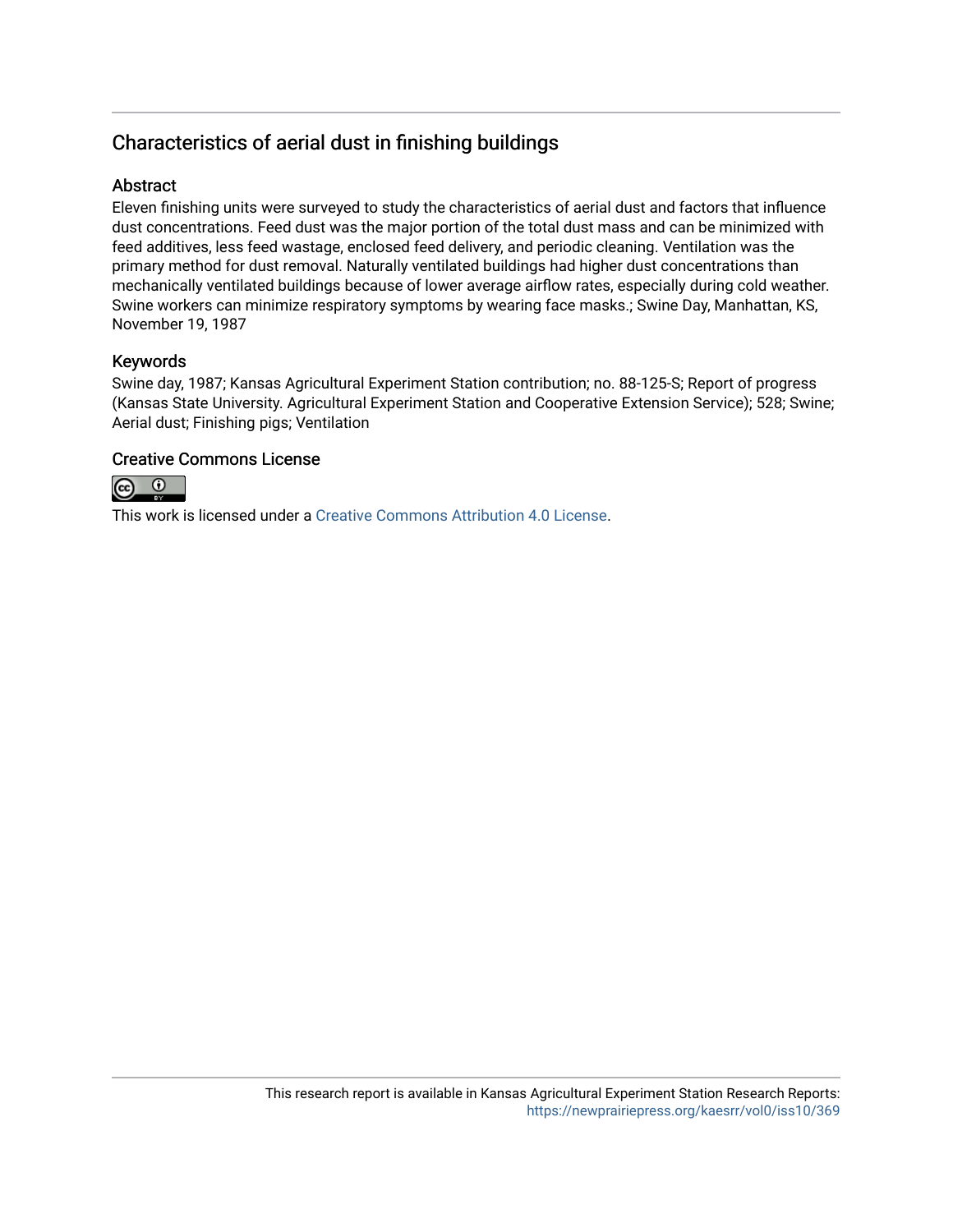## Characteristics of aerial dust in finishing buildings

### Abstract

Eleven finishing units were surveyed to study the characteristics of aerial dust and factors that influence dust concentrations. Feed dust was the major portion of the total dust mass and can be minimized with feed additives, less feed wastage, enclosed feed delivery, and periodic cleaning. Ventilation was the primary method for dust removal. Naturally ventilated buildings had higher dust concentrations than mechanically ventilated buildings because of lower average airflow rates, especially during cold weather. Swine workers can minimize respiratory symptoms by wearing face masks.; Swine Day, Manhattan, KS, November 19, 1987

### Keywords

Swine day, 1987; Kansas Agricultural Experiment Station contribution; no. 88-125-S; Report of progress (Kansas State University. Agricultural Experiment Station and Cooperative Extension Service); 528; Swine; Aerial dust; Finishing pigs; Ventilation

### Creative Commons License

This work is licensed under a Creative Commons Attribution 4.0 License.

This research report is available in Kansas Agricultural Experiment Station Research Reports: https://newprairiepress.org/kaesrr/vol0/iss10/369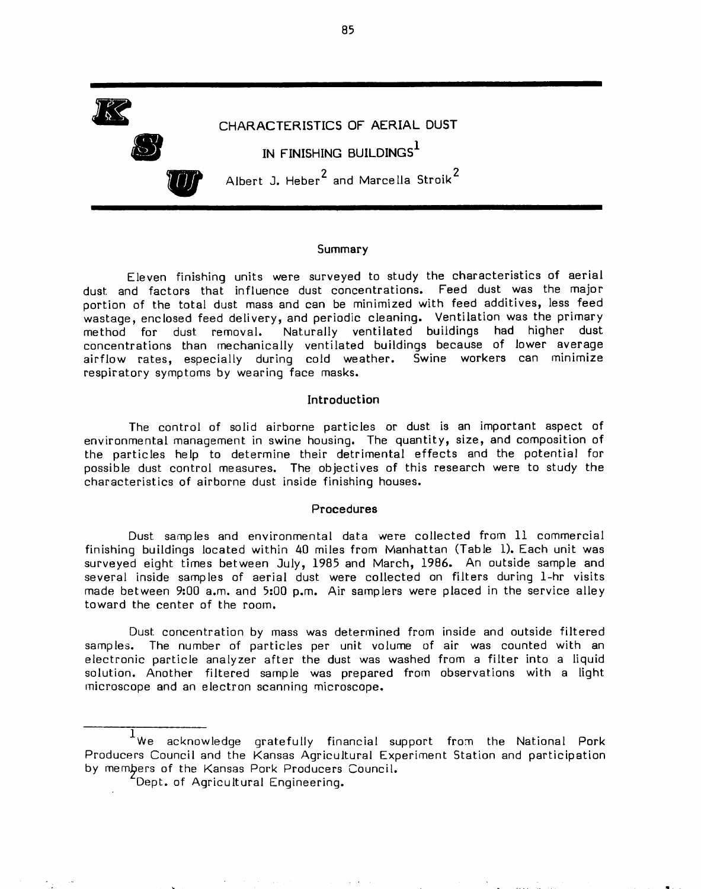# CHARACTERISTICS OF AERIAL DUST IN FINISHING BUILDINGS[1]

Albert J. Heber[2] and Marcella Stroik[2]

## Summary

Eleven finishing units were surveyed to study the characteristics of aerial dust and factors that influence dust concentrations. Feed dust was the major portion of the total dust mass and can be minimized with feed additives, less feed wastage, enclosed feed delivery, and periodic cleaning. Ventilation was the primary method for dust removal. Naturally ventilated buildings had higher dust concentrations than mechanically ventilated buildings because of lower average airflow rates, especially during cold weather. Swine workers can minimize respiratory symptoms by wearing face masks.

## Introduction

The control of solid airborne particles or dust is an important aspect of environmental management in swine housing. The quantity, size, and composition of the particles help to determine their detrimental effects and the potential for possible dust control measures. The objectives of this research were to study the characteristics of airborne dust inside finishing houses.

## Procedures

Dust samples and environmental data were collected from 11 commercial finishing buildings located within 40 miles from Manhattan (Table 1). Each unit was surveyed eight times between July, 1985 and March, 1986. An outside sample and several inside samples of aerial dust were collected on filters during 1-hr visits made between 9:00 a.m. and 5:00 p.m. Air samplers were placed in the service alley toward the center of the room.

Dust concentration by mass was determined from inside and outside filtered samples. The number of particles per unit volume of air was counted with an electronic particle analyzer after the dust was washed from a filter into a liquid solution. Another filtered sample was prepared from observations with a light microscope and an electron scanning microscope.

---

[1] We acknowledge gratefully financial support from the National Pork Producers Council and the Kansas Agricultural Experiment Station and participation by members of the Kansas Pork Producers Council.

[2] Dept. of Agricultural Engineering.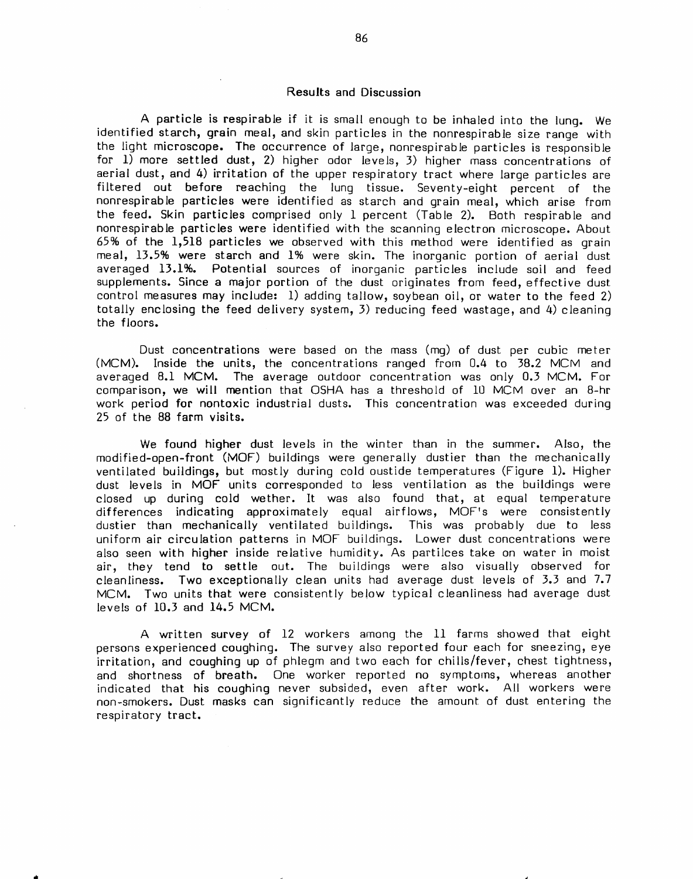## Results and Discussion

A particle is respirable if it is small enough to be inhaled into the lung. We identified starch, grain meal, and skin particles in the nonrespirable size range with the light microscope. The occurrence of large, nonrespirable particles is responsible for 1) more settled dust, 2) higher odor levels, 3) higher mass concentrations of aerial dust, and 4) irritation of the upper respiratory tract where large particles are filtered out before reaching the lung tissue. Seventy-eight percent of the nonrespirable particles were identified as starch and grain meal, which arise from the feed. Skin particles comprised only 1 percent (Table 2). Both respirable and nonrespirable particles were identified with the scanning electron microscope. About 65% of the 1,518 particles we observed with this method were identified as grain meal, 13.5% were starch and 1% were skin. The inorganic portion of aerial dust averaged 13.1%. Potential sources of inorganic particles include soil and feed supplements. Since a major portion of the dust originates from feed, effective dust control measures may include: 1) adding tallow, soybean oil, or water to the feed 2) totally enclosing the feed delivery system, 3) reducing feed wastage, and 4) cleaning the floors.

Dust concentrations were based on the mass (mg) of dust per cubic meter (MCM). Inside the units, the concentrations ranged from 0.4 to 38.2 MCM and averaged 8.1 MCM. The average outdoor concentration was only 0.3 MCM. For comparison, we will mention that OSHA has a threshold of 10 MCM over an 8-hr work period for nontoxic industrial dusts. This concentration was exceeded during 25 of the 88 farm visits.

We found higher dust levels in the winter than in the summer. Also, the modified-open-front (MOF) buildings were generally dustier than the mechanically ventilated buildings, but mostly during cold oustide temperatures (Figure 1). Higher dust levels in MOF units corresponded to less ventilation as the buildings were closed up during cold wether. It was also found that, at equal temperature differences indicating approximately equal airflows, MOF's were consistently dustier than mechanically ventilated buildings. This was probably due to less uniform air circulation patterns in MOF buildings. Lower dust concentrations were also seen with higher inside relative humidity. As partilces take on water in moist air, they tend to settle out. The buildings were also visually observed for cleanliness. Two exceptionally clean units had average dust levels of 3.3 and 7.7 MCM. Two units that were consistently below typical cleanliness had average dust levels of 10.3 and 14.5 MCM.

A written survey of 12 workers among the 11 farms showed that eight persons experienced coughing. The survey also reported four each for sneezing, eye irritation, and coughing up of phlegm and two each for chills/fever, chest tightness, and shortness of breath. One worker reported no symptoms, whereas another indicated that his coughing never subsided, even after work. All workers were non-smokers. Dust masks can significantly reduce the amount of dust entering the respiratory tract.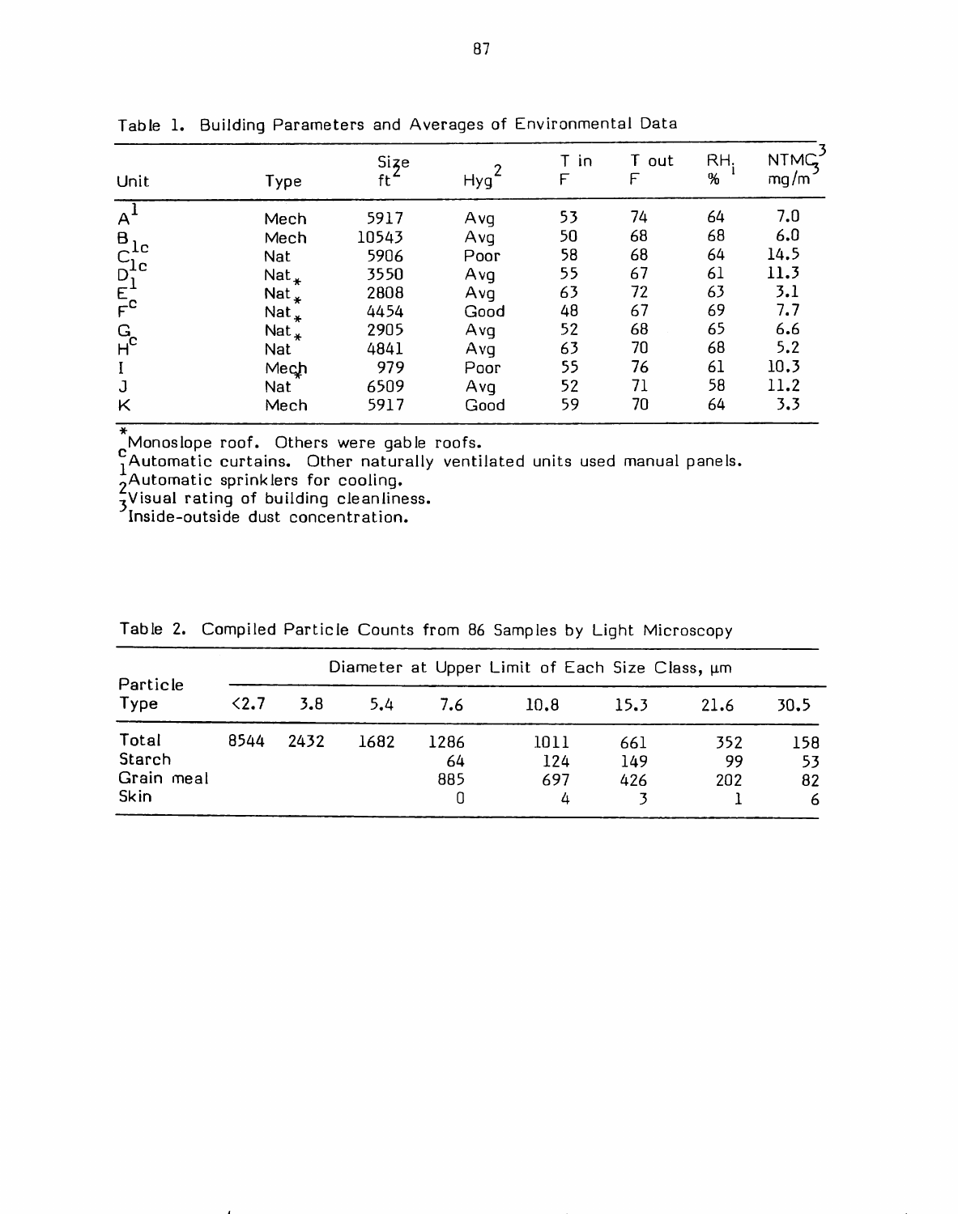Table 1. Building Parameters and Averages of Environmental Data

| Unit | Type | Size ft[2] | Hyg[2] | T in F | T out F | RH[i] % | NTMC[3] mg/m[3] |
|---|---|---|---|---|---|---|---|
| A[1] | Mech | 5917 | Avg | 53 | 74 | 64 | 7.0 |
| B | Mech | 10543 | Avg | 50 | 68 | 68 | 6.0 |
| C[1c] | Nat | 5906 | Poor | 58 | 68 | 64 | 14.5 |
| D[1c] | Nat* | 3550 | Avg | 55 | 67 | 61 | 11.3 |
| E[1] | Nat* | 2808 | Avg | 63 | 72 | 63 | 3.1 |
| F[c] | Nat* | 4454 | Good | 48 | 67 | 69 | 7.7 |
| G | Nat* | 2905 | Avg | 52 | 68 | 65 | 6.6 |
| H[c] | Nat | 4841 | Avg | 63 | 70 | 68 | 5.2 |
| I | Mech | 979 | Poor | 55 | 76 | 61 | 10.3 |
| J | Nat* | 6509 | Avg | 52 | 71 | 58 | 11.2 |
| K | Mech | 5917 | Good | 59 | 70 | 64 | 3.3 |

*Monoslope roof. Others were gable roofs.
[c]Automatic curtains. Other naturally ventilated units used manual panels.
[1]Automatic sprinklers for cooling.
[2]Visual rating of building cleanliness.
[3]Inside-outside dust concentration.

Table 2. Compiled Particle Counts from 86 Samples by Light Microscopy

| Particle Type | Diameter at Upper Limit of Each Size Class, µm | | | | | | | |
|---|---|---|---|---|---|---|---|---|
| | <2.7 | 3.8 | 5.4 | 7.6 | 10.8 | 15.3 | 21.6 | 30.5 |
| Total | 8544 | 2432 | 1682 | 1286 | 1011 | 661 | 352 | 158 |
| Starch | | | | 64 | 124 | 149 | 99 | 53 |
| Grain meal | | | | 885 | 697 | 426 | 202 | 82 |
| Skin | | | | 0 | 4 | 3 | 1 | 6 |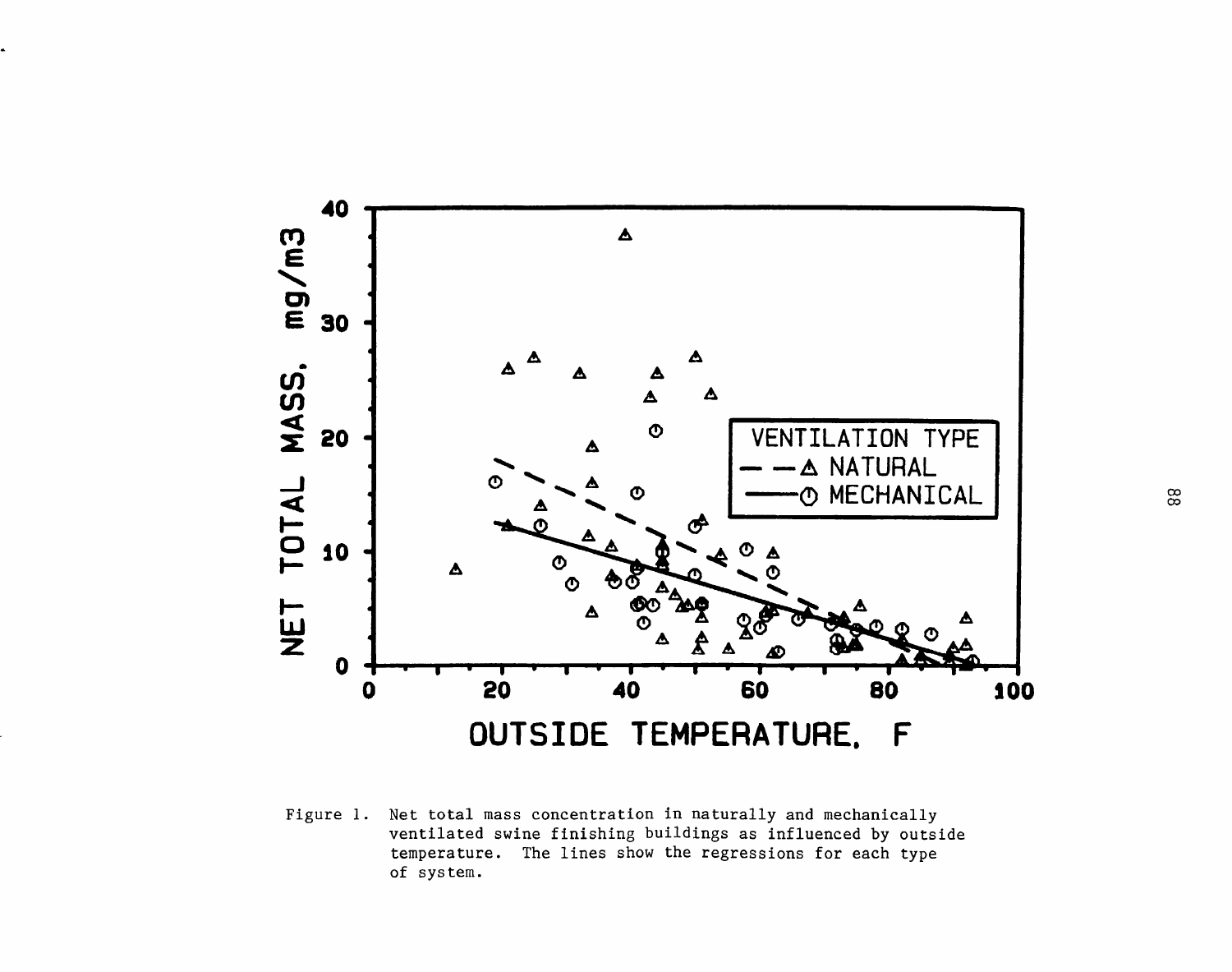NET TOTAL MASS, mg/m3

40

30

20

10

0

0

20

40

60

80

100

OUTSIDE TEMPERATURE, F

VENTILATION TYPE

NATURAL

MECHANICAL

Figure 1. Net total mass concentration in naturally and mechanically ventilated swine finishing buildings as influenced by outside temperature. The lines show the regressions for each type of system.